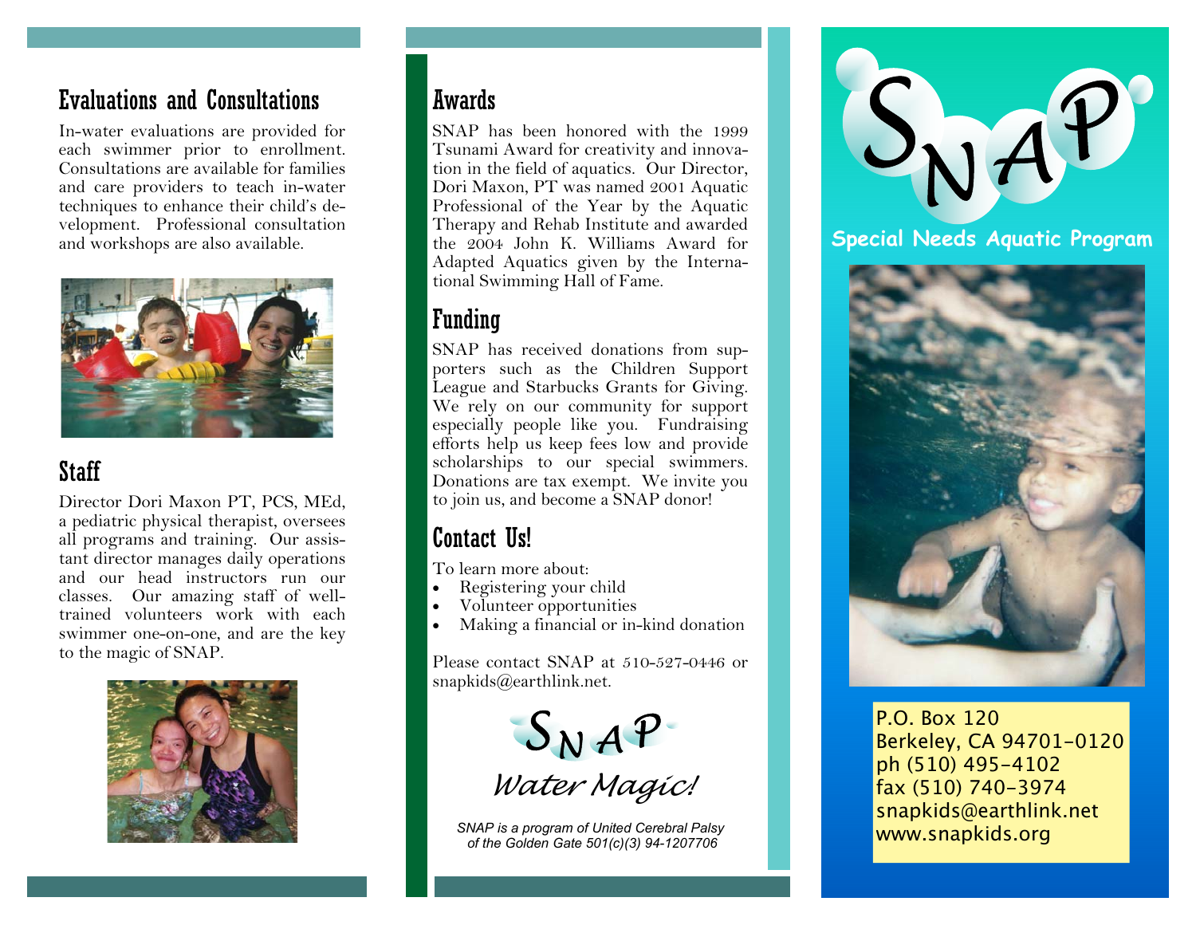## Evaluations and Consultations

In-water evaluations are provided for each swimmer prior to enrollment. Consultations are available for families and care providers to teach in-water techniques to enhance their child's development. Professional consultation and workshops are also available.

## Staff

Director Dori Maxon PT, PCS, MEd, a pediatric physical therapist, oversees all programs and training. Our assistant director manages daily operations and our head instructors run our classes. Our amazing staff of well-trained volunteers work with each swimmer one-on-one, and are the key to the magic of SNAP.

## Awards

SNAP has been honored with the 1999 Tsunami Award for creativity and innovation in the field of aquatics. Our Director, Dori Maxon, PT was named 2001 Aquatic Professional of the Year by the Aquatic Therapy and Rehab Institute and awarded the 2004 John K. Williams Award for Adapted Aquatics given by the International Swimming Hall of Fame.

## Funding

SNAP has received donations from supporters such as the Children Support League and Starbucks Grants for Giving. We rely on our community for support especially people like you. Fundraising efforts help us keep fees low and provide scholarships to our special swimmers. Donations are tax exempt. We invite you to join us, and become a SNAP donor!

## Contact Us!

To learn more about:

- Registering your child
- Volunteer opportunities
- Making a financial or in-kind donation

Please contact SNAP at 510-527-0446 or snapkids@earthlink.net.

SNAP

*Water Magic!*

*SNAP is a program of United Cerebral Palsy of the Golden Gate 501(c)(3) 94-1207706*

# SNAP

**Special Needs Aquatic Program**

P.O. Box 120
Berkeley, CA 94701-0120
ph (510) 495-4102
fax (510) 740-3974
snapkids@earthlink.net
www.snapkids.org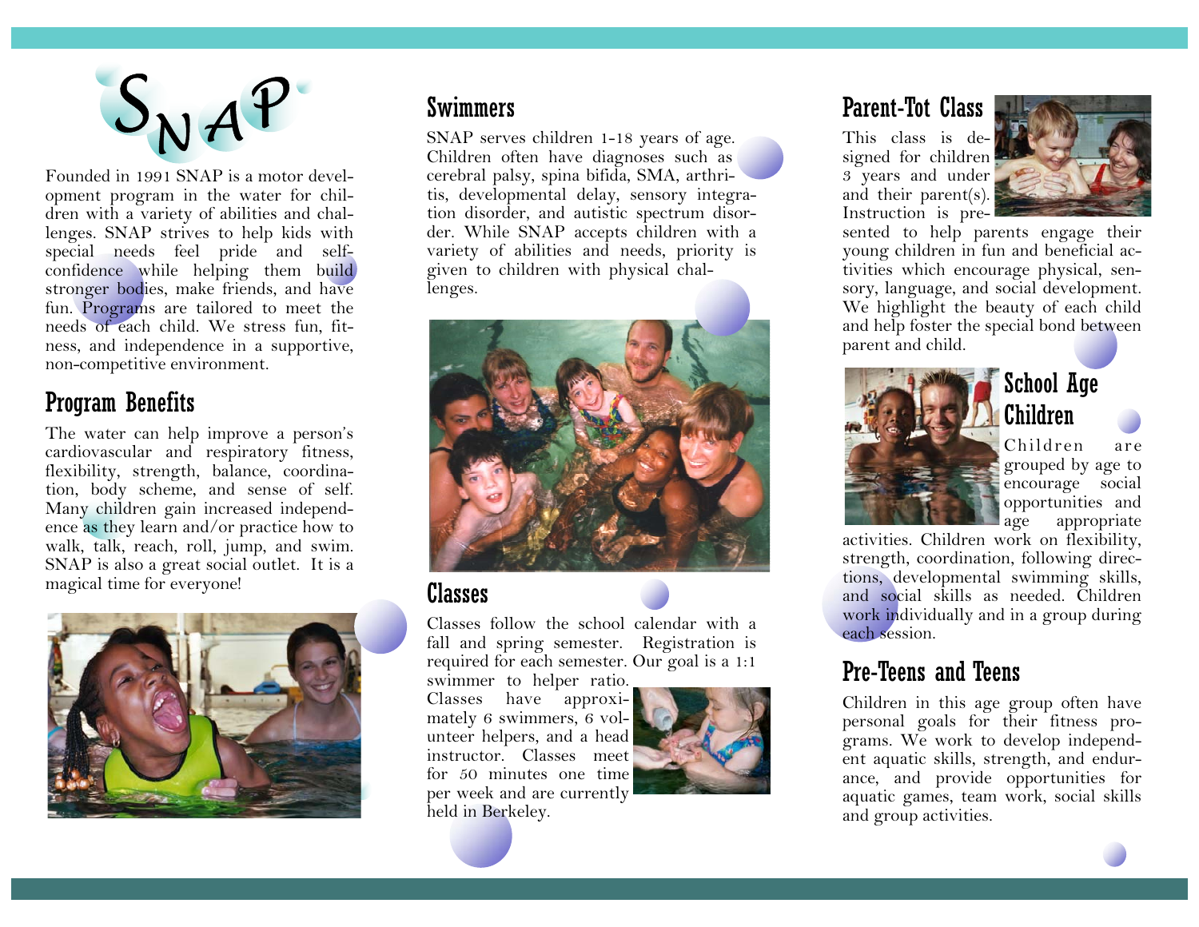# SNAP

Founded in 1991 SNAP is a motor development program in the water for children with a variety of abilities and challenges. SNAP strives to help kids with special needs feel pride and self-confidence while helping them build stronger bodies, make friends, and have fun. Programs are tailored to meet the needs of each child. We stress fun, fitness, and independence in a supportive, non-competitive environment.

## Program Benefits

The water can help improve a person's cardiovascular and respiratory fitness, flexibility, strength, balance, coordination, body scheme, and sense of self. Many children gain increased independence as they learn and/or practice how to walk, talk, reach, roll, jump, and swim. SNAP is also a great social outlet. It is a magical time for everyone!

## Swimmers

SNAP serves children 1-18 years of age. Children often have diagnoses such as cerebral palsy, spina bifida, SMA, arthritis, developmental delay, sensory integration disorder, and autistic spectrum disorder. While SNAP accepts children with a variety of abilities and needs, priority is given to children with physical challenges.

## Classes

Classes follow the school calendar with a fall and spring semester. Registration is required for each semester. Our goal is a 1:1 swimmer to helper ratio. Classes have approximately 6 swimmers, 6 volunteer helpers, and a head instructor. Classes meet for 50 minutes one time per week and are currently held in Berkeley.

## Parent-Tot Class

This class is designed for children 3 years and under and their parent(s). Instruction is presented to help parents engage their young children in fun and beneficial activities which encourage physical, sensory, language, and social development. We highlight the beauty of each child and help foster the special bond between parent and child.

## School Age Children

Children are grouped by age to encourage social opportunities and age appropriate activities. Children work on flexibility, strength, coordination, following directions, developmental swimming skills, and social skills as needed. Children work individually and in a group during each session.

## Pre-Teens and Teens

Children in this age group often have personal goals for their fitness programs. We work to develop independent aquatic skills, strength, and endurance, and provide opportunities for aquatic games, team work, social skills and group activities.